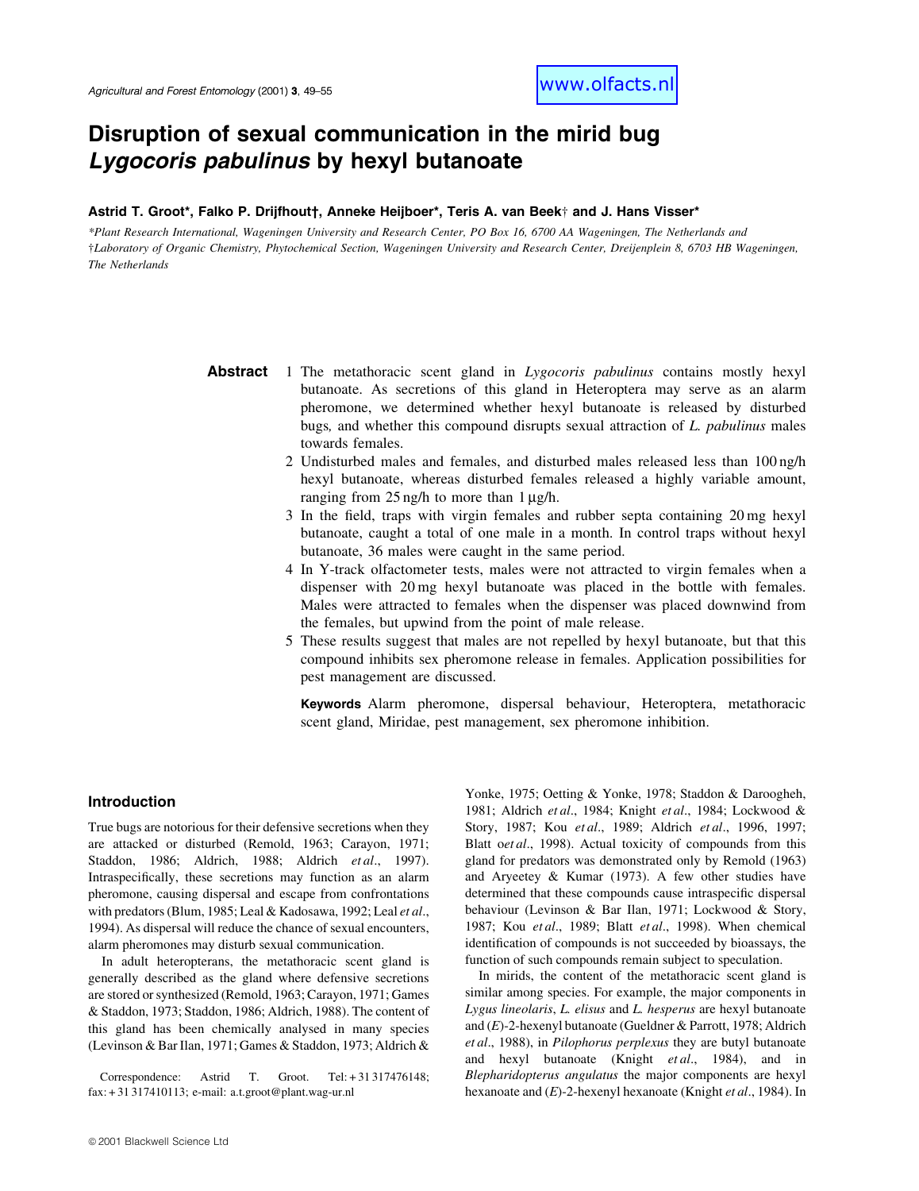www.olfacts.nl

# Disruption of sexual communication in the mirid bug *Lygocoris pabulinus* by hexyl butanoate

**Astrid T. Groot\*, Falko P. Drijfhout†, Anneke Heijboer\*, Teris A. van Beek† and J. Hans Visser\***

*\*Plant Research International, Wageningen University and Research Center, PO Box 16, 6700 AA Wageningen, The Netherlands and †Laboratory of Organic Chemistry, Phytochemical Section, Wageningen University and Research Center, Dreijenplein 8, 6703 HB Wageningen, The Netherlands*

**Abstract**

1. The metathoracic scent gland in *Lygocoris pabulinus* contains mostly hexyl butanoate. As secretions of this gland in Heteroptera may serve as an alarm pheromone, we determined whether hexyl butanoate is released by disturbed bugs, and whether this compound disrupts sexual attraction of *L. pabulinus* males towards females.
2. Undisturbed males and females, and disturbed males released less than 100 ng/h hexyl butanoate, whereas disturbed females released a highly variable amount, ranging from 25 ng/h to more than 1 µg/h.
3. In the field, traps with virgin females and rubber septa containing 20 mg hexyl butanoate, caught a total of one male in a month. In control traps without hexyl butanoate, 36 males were caught in the same period.
4. In Y-track olfactometer tests, males were not attracted to virgin females when a dispenser with 20 mg hexyl butanoate was placed in the bottle with females. Males were attracted to females when the dispenser was placed downwind from the females, but upwind from the point of male release.
5. These results suggest that males are not repelled by hexyl butanoate, but that this compound inhibits sex pheromone release in females. Application possibilities for pest management are discussed.

**Keywords** Alarm pheromone, dispersal behaviour, Heteroptera, metathoracic scent gland, Miridae, pest management, sex pheromone inhibition.

## Introduction

True bugs are notorious for their defensive secretions when they are attacked or disturbed (Remold, 1963; Carayon, 1971; Staddon, 1986; Aldrich, 1988; Aldrich *et al*., 1997). Intraspecifically, these secretions may function as an alarm pheromone, causing dispersal and escape from confrontations with predators (Blum, 1985; Leal & Kadosawa, 1992; Leal *et al*., 1994). As dispersal will reduce the chance of sexual encounters, alarm pheromones may disturb sexual communication.

In adult heteropterans, the metathoracic scent gland is generally described as the gland where defensive secretions are stored or synthesized (Remold, 1963; Carayon, 1971; Games & Staddon, 1973; Staddon, 1986; Aldrich, 1988). The content of this gland has been chemically analysed in many species (Levinson & Bar Ilan, 1971; Games & Staddon, 1973; Aldrich & Yonke, 1975; Oetting & Yonke, 1978; Staddon & Daroogheh, 1981; Aldrich *et al*., 1984; Knight *et al*., 1984; Lockwood & Story, 1987; Kou *et al*., 1989; Aldrich *et al*., 1996, 1997; Blatt o*et al*., 1998). Actual toxicity of compounds from this gland for predators was demonstrated only by Remold (1963) and Aryeetey & Kumar (1973). A few other studies have determined that these compounds cause intraspecific dispersal behaviour (Levinson & Bar Ilan, 1971; Lockwood & Story, 1987; Kou *et al*., 1989; Blatt *et al*., 1998). When chemical identification of compounds is not succeeded by bioassays, the function of such compounds remain subject to speculation.

In mirids, the content of the metathoracic scent gland is similar among species. For example, the major components in *Lygus lineolaris*, *L. elisus* and *L. hesperus* are hexyl butanoate and (*E*)-2-hexenyl butanoate (Gueldner & Parrott, 1978; Aldrich *et al*., 1988), in *Pilophorus perplexus* they are butyl butanoate and hexyl butanoate (Knight *et al*., 1984), and in *Blepharidopterus angulatus* the major components are hexyl hexanoate and (*E*)-2-hexenyl hexanoate (Knight *et al*., 1984). In

Correspondence: Astrid T. Groot. Tel: + 31 317476148; fax: + 31 317410113; e-mail: a.t.groot@plant.wag-ur.nl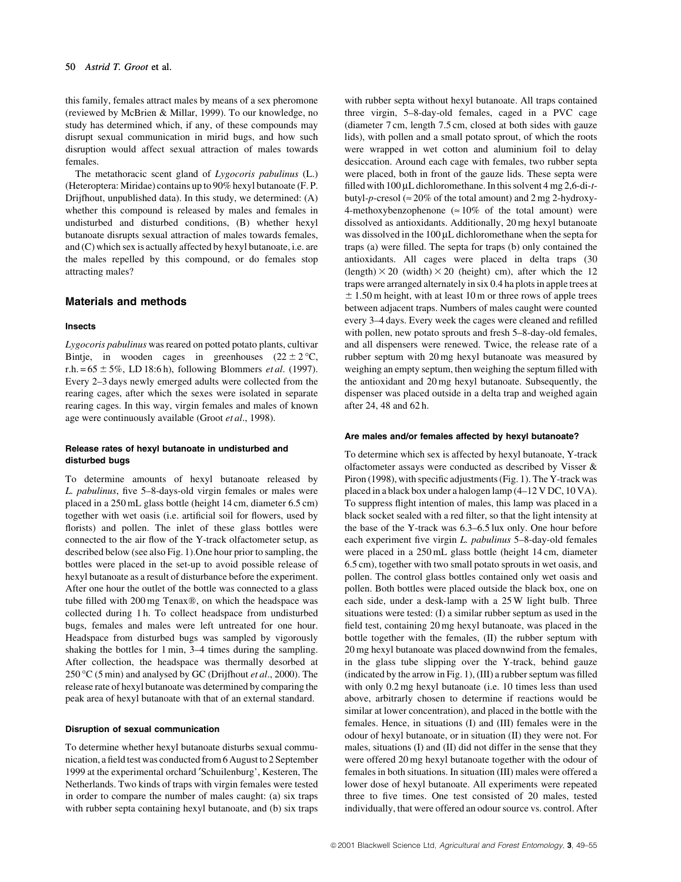this family, females attract males by means of a sex pheromone (reviewed by McBrien & Millar, 1999). To our knowledge, no study has determined which, if any, of these compounds may disrupt sexual communication in mirid bugs, and how such disruption would affect sexual attraction of males towards females.

The metathoracic scent gland of *Lygocoris pabulinus* (L.) (Heteroptera: Miridae) contains up to 90% hexyl butanoate (F. P. Drijfhout, unpublished data). In this study, we determined: (A) whether this compound is released by males and females in undisturbed and disturbed conditions, (B) whether hexyl butanoate disrupts sexual attraction of males towards females, and (C) which sex is actually affected by hexyl butanoate, i.e. are the males repelled by this compound, or do females stop attracting males?

## Materials and methods

### Insects

*Lygocoris pabulinus* was reared on potted potato plants, cultivar Bintje, in wooden cages in greenhouses ($22 \pm 2\,°C$, r.h. $= 65 \pm 5\%$, LD 18:6 h), following Blommers *et al*. (1997). Every 2–3 days newly emerged adults were collected from the rearing cages, after which the sexes were isolated in separate rearing cages. In this way, virgin females and males of known age were continuously available (Groot *et al*., 1998).

### Release rates of hexyl butanoate in undisturbed and disturbed bugs

To determine amounts of hexyl butanoate released by *L. pabulinus*, five 5–8-days-old virgin females or males were placed in a 250 mL glass bottle (height 14 cm, diameter 6.5 cm) together with wet oasis (i.e. artificial soil for flowers, used by florists) and pollen. The inlet of these glass bottles were connected to the air flow of the Y-track olfactometer setup, as described below (see also Fig. 1). One hour prior to sampling, the bottles were placed in the set-up to avoid possible release of hexyl butanoate as a result of disturbance before the experiment. After one hour the outlet of the bottle was connected to a glass tube filled with 200 mg Tenax®, on which the headspace was collected during 1 h. To collect headspace from undisturbed bugs, females and males were left untreated for one hour. Headspace from disturbed bugs was sampled by vigorously shaking the bottles for 1 min, 3–4 times during the sampling. After collection, the headspace was thermally desorbed at $250\,°C$ (5 min) and analysed by GC (Drijfhout *et al*., 2000). The release rate of hexyl butanoate was determined by comparing the peak area of hexyl butanoate with that of an external standard.

### Disruption of sexual communication

To determine whether hexyl butanoate disturbs sexual communication, a field test was conducted from 6 August to 2 September 1999 at the experimental orchard 'Schuilenburg', Kesteren, The Netherlands. Two kinds of traps with virgin females were tested in order to compare the number of males caught: (a) six traps with rubber septa containing hexyl butanoate, and (b) six traps with rubber septa without hexyl butanoate. All traps contained three virgin, 5–8-day-old females, caged in a PVC cage (diameter 7 cm, length 7.5 cm, closed at both sides with gauze lids), with pollen and a small potato sprout, of which the roots were wrapped in wet cotton and aluminium foil to delay desiccation. Around each cage with females, two rubber septa were placed, both in front of the gauze lids. These septa were filled with 100 μL dichloromethane. In this solvent 4 mg 2,6-di-*t*-butyl-*p*-cresol ($\approx 20\%$ of the total amount) and 2 mg 2-hydroxy-4-methoxybenzophenone ($\approx 10\%$ of the total amount) were dissolved as antioxidants. Additionally, 20 mg hexyl butanoate was dissolved in the 100 μL dichloromethane when the septa for traps (a) were filled. The septa for traps (b) only contained the antioxidants. All cages were placed in delta traps (30 (length) $\times$ 20 (width) $\times$ 20 (height) cm), after which the 12 traps were arranged alternately in six 0.4 ha plots in apple trees at $\pm$ 1.50 m height, with at least 10 m or three rows of apple trees between adjacent traps. Numbers of males caught were counted every 3–4 days. Every week the cages were cleaned and refilled with pollen, new potato sprouts and fresh 5–8-day-old females, and all dispensers were renewed. Twice, the release rate of a rubber septum with 20 mg hexyl butanoate was measured by weighing an empty septum, then weighing the septum filled with the antioxidant and 20 mg hexyl butanoate. Subsequently, the dispenser was placed outside in a delta trap and weighed again after 24, 48 and 62 h.

### Are males and/or females affected by hexyl butanoate?

To determine which sex is affected by hexyl butanoate, Y-track olfactometer assays were conducted as described by Visser & Piron (1998), with specific adjustments (Fig. 1). The Y-track was placed in a black box under a halogen lamp (4–12 V DC, 10 VA). To suppress flight intention of males, this lamp was placed in a black socket sealed with a red filter, so that the light intensity at the base of the Y-track was 6.3–6.5 lux only. One hour before each experiment five virgin *L. pabulinus* 5–8-day-old females were placed in a 250 mL glass bottle (height 14 cm, diameter 6.5 cm), together with two small potato sprouts in wet oasis, and pollen. The control glass bottles contained only wet oasis and pollen. Both bottles were placed outside the black box, one on each side, under a desk-lamp with a 25 W light bulb. Three situations were tested: (I) a similar rubber septum as used in the field test, containing 20 mg hexyl butanoate, was placed in the bottle together with the females, (II) the rubber septum with 20 mg hexyl butanoate was placed downwind from the females, in the glass tube slipping over the Y-track, behind gauze (indicated by the arrow in Fig. 1), (III) a rubber septum was filled with only 0.2 mg hexyl butanoate (i.e. 10 times less than used above, arbitrarily chosen to determine if reactions would be similar at lower concentration), and placed in the bottle with the females. Hence, in situations (I) and (III) females were in the odour of hexyl butanoate, or in situation (II) they were not. For males, situations (I) and (II) did not differ in the sense that they were offered 20 mg hexyl butanoate together with the odour of females in both situations. In situation (III) males were offered a lower dose of hexyl butanoate. All experiments were repeated three to five times. One test consisted of 20 males, tested individually, that were offered an odour source vs. control. After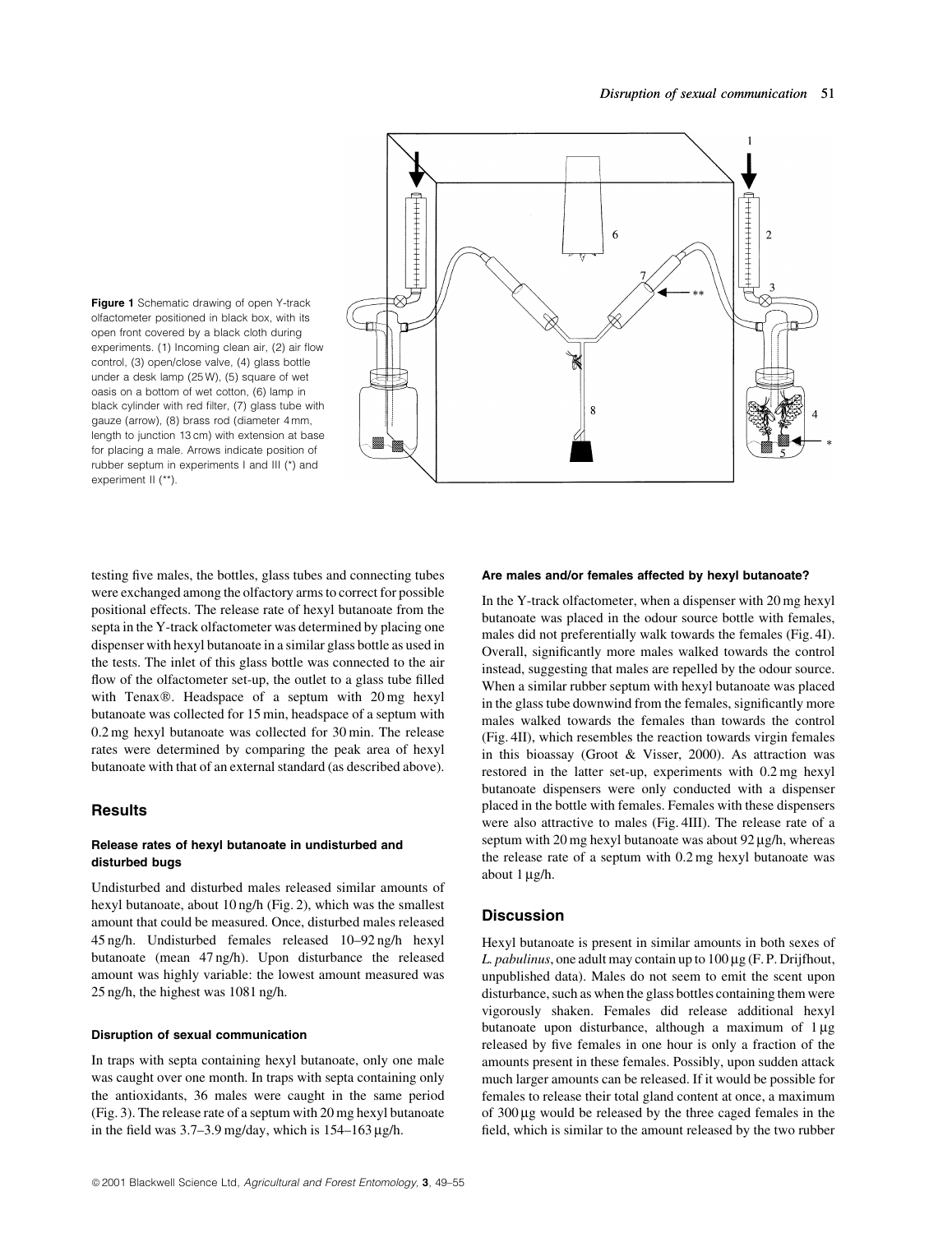**Figure 1** Schematic drawing of open Y-track olfactometer positioned in black box, with its open front covered by a black cloth during experiments. (1) Incoming clean air, (2) air flow control, (3) open/close valve, (4) glass bottle under a desk lamp (25 W), (5) square of wet oasis on a bottom of wet cotton, (6) lamp in black cylinder with red filter, (7) glass tube with gauze (arrow), (8) brass rod (diameter 4 mm, length to junction 13 cm) with extension at base for placing a male. Arrows indicate position of rubber septum in experiments I and III (*) and experiment II (**).

testing five males, the bottles, glass tubes and connecting tubes were exchanged among the olfactory arms to correct for possible positional effects. The release rate of hexyl butanoate from the septa in the Y-track olfactometer was determined by placing one dispenser with hexyl butanoate in a similar glass bottle as used in the tests. The inlet of this glass bottle was connected to the air flow of the olfactometer set-up, the outlet to a glass tube filled with Tenax®. Headspace of a septum with 20 mg hexyl butanoate was collected for 15 min, headspace of a septum with 0.2 mg hexyl butanoate was collected for 30 min. The release rates were determined by comparing the peak area of hexyl butanoate with that of an external standard (as described above).

## Results

### Release rates of hexyl butanoate in undisturbed and disturbed bugs

Undisturbed and disturbed males released similar amounts of hexyl butanoate, about 10 ng/h (Fig. 2), which was the smallest amount that could be measured. Once, disturbed males released 45 ng/h. Undisturbed females released 10–92 ng/h hexyl butanoate (mean 47 ng/h). Upon disturbance the released amount was highly variable: the lowest amount measured was 25 ng/h, the highest was 1081 ng/h.

### Disruption of sexual communication

In traps with septa containing hexyl butanoate, only one male was caught over one month. In traps with septa containing only the antioxidants, 36 males were caught in the same period (Fig. 3). The release rate of a septum with 20 mg hexyl butanoate in the field was 3.7–3.9 mg/day, which is 154–163 µg/h.

### Are males and/or females affected by hexyl butanoate?

In the Y-track olfactometer, when a dispenser with 20 mg hexyl butanoate was placed in the odour source bottle with females, males did not preferentially walk towards the females (Fig. 4I). Overall, significantly more males walked towards the control instead, suggesting that males are repelled by the odour source. When a similar rubber septum with hexyl butanoate was placed in the glass tube downwind from the females, significantly more males walked towards the females than towards the control (Fig. 4II), which resembles the reaction towards virgin females in this bioassay (Groot & Visser, 2000). As attraction was restored in the latter set-up, experiments with 0.2 mg hexyl butanoate dispensers were only conducted with a dispenser placed in the bottle with females. Females with these dispensers were also attractive to males (Fig. 4III). The release rate of a septum with 20 mg hexyl butanoate was about 92 µg/h, whereas the release rate of a septum with 0.2 mg hexyl butanoate was about 1 µg/h.

## Discussion

Hexyl butanoate is present in similar amounts in both sexes of *L. pabulinus*, one adult may contain up to 100 µg (F. P. Drijfhout, unpublished data). Males do not seem to emit the scent upon disturbance, such as when the glass bottles containing them were vigorously shaken. Females did release additional hexyl butanoate upon disturbance, although a maximum of 1 µg released by five females in one hour is only a fraction of the amounts present in these females. Possibly, upon sudden attack much larger amounts can be released. If it would be possible for females to release their total gland content at once, a maximum of 300 µg would be released by the three caged females in the field, which is similar to the amount released by the two rubber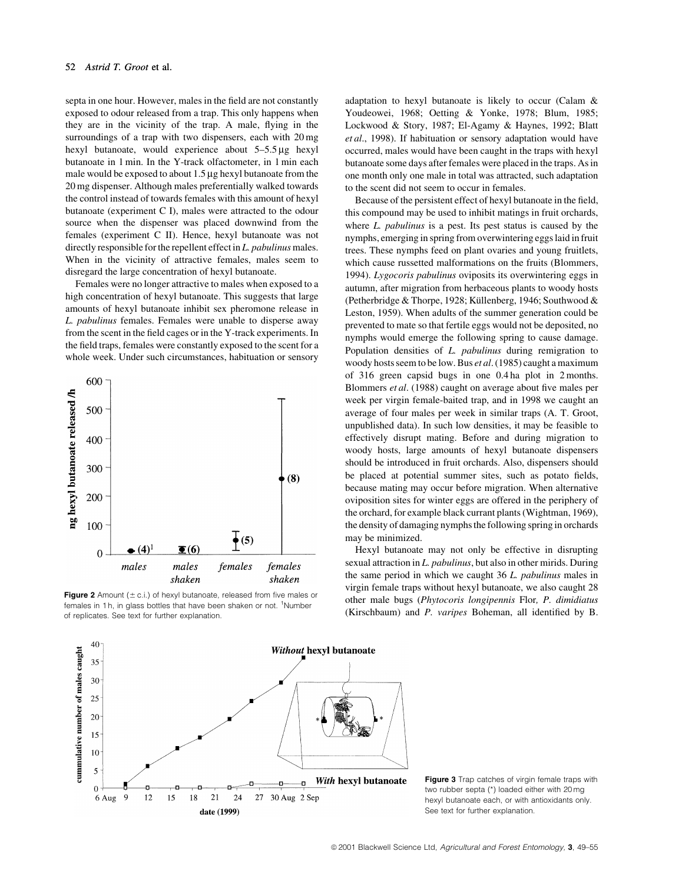septa in one hour. However, males in the field are not constantly exposed to odour released from a trap. This only happens when they are in the vicinity of the trap. A male, flying in the surroundings of a trap with two dispensers, each with 20 mg hexyl butanoate, would experience about 5–5.5 µg hexyl butanoate in 1 min. In the Y-track olfactometer, in 1 min each male would be exposed to about 1.5 µg hexyl butanoate from the 20 mg dispenser. Although males preferentially walked towards the control instead of towards females with this amount of hexyl butanoate (experiment C I), males were attracted to the odour source when the dispenser was placed downwind from the females (experiment C II). Hence, hexyl butanoate was not directly responsible for the repellent effect in *L. pabulinus* males. When in the vicinity of attractive females, males seem to disregard the large concentration of hexyl butanoate.

Females were no longer attractive to males when exposed to a high concentration of hexyl butanoate. This suggests that large amounts of hexyl butanoate inhibit sex pheromone release in *L. pabulinus* females. Females were unable to disperse away from the scent in the field cages or in the Y-track experiments. In the field traps, females were constantly exposed to the scent for a whole week. Under such circumstances, habituation or sensory

**Figure 2** Amount (± c.i.) of hexyl butanoate, released from five males or females in 1 h, in glass bottles that have been shaken or not. [1]Number of replicates. See text for further explanation.

adaptation to hexyl butanoate is likely to occur (Calam & Youdeowei, 1968; Oetting & Yonke, 1978; Blum, 1985; Lockwood & Story, 1987; El-Agamy & Haynes, 1992; Blatt *et al*., 1998). If habituation or sensory adaptation would have occurred, males would have been caught in the traps with hexyl butanoate some days after females were placed in the traps. As in one month only one male in total was attracted, such adaptation to the scent did not seem to occur in females.

Because of the persistent effect of hexyl butanoate in the field, this compound may be used to inhibit matings in fruit orchards, where *L. pabulinus* is a pest. Its pest status is caused by the nymphs, emerging in spring from overwintering eggs laid in fruit trees. These nymphs feed on plant ovaries and young fruitlets, which cause russetted malformations on the fruits (Blommers, 1994). *Lygocoris pabulinus* oviposits its overwintering eggs in autumn, after migration from herbaceous plants to woody hosts (Petherbridge & Thorpe, 1928; Küllenberg, 1946; Southwood & Leston, 1959). When adults of the summer generation could be prevented to mate so that fertile eggs would not be deposited, no nymphs would emerge the following spring to cause damage. Population densities of *L. pabulinus* during remigration to woody hosts seem to be low. Bus *et al*. (1985) caught a maximum of 316 green capsid bugs in one 0.4 ha plot in 2 months. Blommers *et al*. (1988) caught on average about five males per week per virgin female-baited trap, and in 1998 we caught an average of four males per week in similar traps (A. T. Groot, unpublished data). In such low densities, it may be feasible to effectively disrupt mating. Before and during migration to woody hosts, large amounts of hexyl butanoate dispensers should be introduced in fruit orchards. Also, dispensers should be placed at potential summer sites, such as potato fields, because mating may occur before migration. When alternative oviposition sites for winter eggs are offered in the periphery of the orchard, for example black currant plants (Wightman, 1969), the density of damaging nymphs the following spring in orchards may be minimized.

Hexyl butanoate may not only be effective in disrupting sexual attraction in *L. pabulinus*, but also in other mirids. During the same period in which we caught 36 *L. pabulinus* males in virgin female traps without hexyl butanoate, we also caught 28 other male bugs (*Phytocoris longipennis* Flor, *P. dimidiatus* (Kirschbaum) and *P. varipes* Boheman, all identified by B.

**Figure 3** Trap catches of virgin female traps with two rubber septa (*) loaded either with 20 mg hexyl butanoate each, or with antioxidants only. See text for further explanation.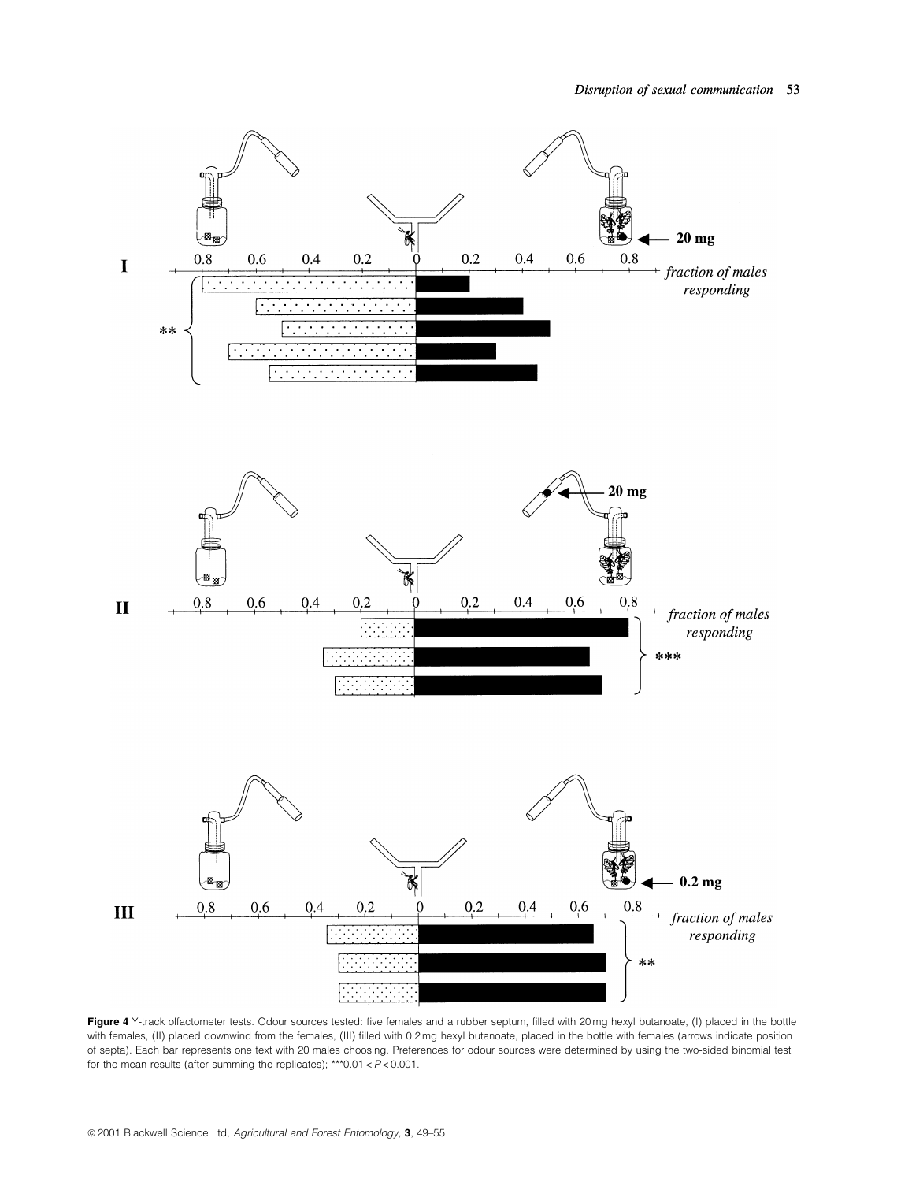**Figure 4** Y-track olfactometer tests. Odour sources tested: five females and a rubber septum, filled with 20 mg hexyl butanoate, (I) placed in the bottle with females, (II) placed downwind from the females, (III) filled with 0.2 mg hexyl butanoate, placed in the bottle with females (arrows indicate position of septa). Each bar represents one text with 20 males choosing. Preferences for odour sources were determined by using the two-sided binomial test for the mean results (after summing the replicates); ***0.01 < $P$ < 0.001.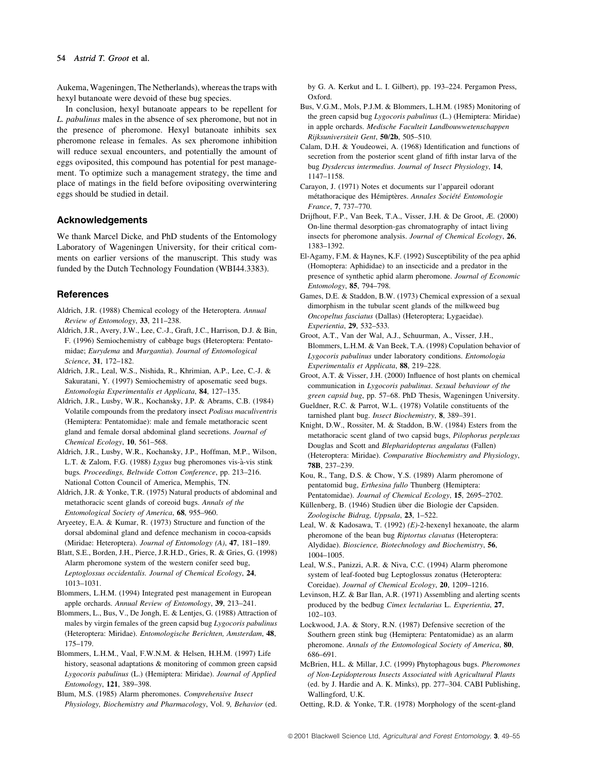Aukema, Wageningen, The Netherlands), whereas the traps with hexyl butanoate were devoid of these bug species.

In conclusion, hexyl butanoate appears to be repellent for *L. pabulinus* males in the absence of sex pheromone, but not in the presence of pheromone. Hexyl butanoate inhibits sex pheromone release in females. As sex pheromone inhibition will reduce sexual encounters, and potentially the amount of eggs oviposited, this compound has potential for pest management. To optimize such a management strategy, the time and place of matings in the field before ovipositing overwintering eggs should be studied in detail.

## Acknowledgements

We thank Marcel Dicke, and PhD students of the Entomology Laboratory of Wageningen University, for their critical comments on earlier versions of the manuscript. This study was funded by the Dutch Technology Foundation (WBI44.3383).

## References

Aldrich, J.R. (1988) Chemical ecology of the Heteroptera. *Annual Review of Entomology*, **33**, 211–238.

Aldrich, J.R., Avery, J.W., Lee, C.-J., Graft, J.C., Harrison, D.J. & Bin, F. (1996) Semiochemistry of cabbage bugs (Heteroptera: Pentatomidae; *Eurydema* and *Murgantia*). *Journal of Entomological Science*, **31**, 172–182.

Aldrich, J.R., Leal, W.S., Nishida, R., Khrimian, A.P., Lee, C.-J. & Sakuratani, Y. (1997) Semiochemistry of aposematic seed bugs. *Entomologia Experimentalis et Applicata*, **84**, 127–135.

Aldrich, J.R., Lusby, W.R., Kochansky, J.P. & Abrams, C.B. (1984) Volatile compounds from the predatory insect *Podisus maculiventris* (Hemiptera: Pentatomidae): male and female metathoracic scent gland and female dorsal abdominal gland secretions. *Journal of Chemical Ecology*, **10**, 561–568.

Aldrich, J.R., Lusby, W.R., Kochansky, J.P., Hoffman, M.P., Wilson, L.T. & Zalom, F.G. (1988) *Lygus* bug pheromones vis-à-vis stink bugs. *Proceedings, Beltwide Cotton Conference*, pp. 213–216. National Cotton Council of America, Memphis, TN.

Aldrich, J.R. & Yonke, T.R. (1975) Natural products of abdominal and metathoracic scent glands of coreoid bugs. *Annals of the Entomological Society of America*, **68**, 955–960.

Aryeetey, E.A. & Kumar, R. (1973) Structure and function of the dorsal abdominal gland and defence mechanism in cocoa-capsids (Miridae: Heteroptera). *Journal of Entomology (A)*, **47**, 181–189.

Blatt, S.E., Borden, J.H., Pierce, J.R.H.D., Gries, R. & Gries, G. (1998) Alarm pheromone system of the western conifer seed bug, *Leptoglossus occidentalis*. *Journal of Chemical Ecology*, **24**, 1013–1031.

Blommers, L.H.M. (1994) Integrated pest management in European apple orchards. *Annual Review of Entomology*, **39**, 213–241.

Blommers, L., Bus, V., De Jongh, E. & Lentjes, G. (1988) Attraction of males by virgin females of the green capsid bug *Lygocoris pabulinus* (Heteroptera: Miridae). *Entomologische Berichten, Amsterdam*, **48**, 175–179.

Blommers, L.H.M., Vaal, F.W.N.M. & Helsen, H.H.M. (1997) Life history, seasonal adaptations & monitoring of common green capsid *Lygocoris pabulinus* (L.) (Hemiptera: Miridae). *Journal of Applied Entomology*, **121**, 389–398.

Blum, M.S. (1985) Alarm pheromones. *Comprehensive Insect Physiology, Biochemistry and Pharmacology*, Vol. 9*, Behavior* (ed. by G. A. Kerkut and L. I. Gilbert), pp. 193–224. Pergamon Press, Oxford.

Bus, V.G.M., Mols, P.J.M. & Blommers, L.H.M. (1985) Monitoring of the green capsid bug *Lygocoris pabulinus* (L.) (Hemiptera: Miridae) in apple orchards. *Medische Faculteit Landbouwwetenschappen Rijksuniversiteit Gent*, **50/2b**, 505–510.

Calam, D.H. & Youdeowei, A. (1968) Identification and functions of secretion from the posterior scent gland of fifth instar larva of the bug *Dysdercus intermedius*. *Journal of Insect Physiology*, **14**, 1147–1158.

Carayon, J. (1971) Notes et documents sur l'appareil odorant métathoracique des Hémiptères. *Annales Société Entomologie France*, **7**, 737–770.

Drijfhout, F.P., Van Beek, T.A., Visser, J.H. & De Groot, Æ. (2000) On-line thermal desorption-gas chromatography of intact living insects for pheromone analysis. *Journal of Chemical Ecology*, **26**, 1383–1392.

El-Agamy, F.M. & Haynes, K.F. (1992) Susceptibility of the pea aphid (Homoptera: Aphididae) to an insecticide and a predator in the presence of synthetic aphid alarm pheromone. *Journal of Economic Entomology*, **85**, 794–798.

Games, D.E. & Staddon, B.W. (1973) Chemical expression of a sexual dimorphism in the tubular scent glands of the milkweed bug *Oncopeltus fasciatus* (Dallas) (Heteroptera; Lygaeidae). *Experientia*, **29**, 532–533.

Groot, A.T., Van der Wal, A.J., Schuurman, A., Visser, J.H., Blommers, L.H.M. & Van Beek, T.A. (1998) Copulation behavior of *Lygocoris pabulinus* under laboratory conditions. *Entomologia Experimentalis et Applicata*, **88**, 219–228.

Groot, A.T. & Visser, J.H. (2000) Influence of host plants on chemical communication in *Lygocoris pabulinus*. *Sexual behaviour of the green capsid bug*, pp. 57–68. PhD Thesis, Wageningen University.

Gueldner, R.C. & Parrot, W.L. (1978) Volatile constituents of the tarnished plant bug. *Insect Biochemistry*, **8**, 389–391.

Knight, D.W., Rossiter, M. & Staddon, B.W. (1984) Esters from the metathoracic scent gland of two capsid bugs, *Pilophorus perplexus* Douglas and Scott and *Blepharidopterus angulatus* (Fallen) (Heteroptera: Miridae). *Comparative Biochemistry and Physiology*, **78B**, 237–239.

Kou, R., Tang, D.S. & Chow, Y.S. (1989) Alarm pheromone of pentatomid bug, *Erthesina fullo* Thunberg (Hemiptera: Pentatomidae). *Journal of Chemical Ecology*, **15**, 2695–2702.

Küllenberg, B. (1946) Studien über die Biologie der Capsiden. *Zoologische Bidrag, Uppsala*, **23**, 1–522.

Leal, W. & Kadosawa, T. (1992) *(E)*-2-hexenyl hexanoate, the alarm pheromone of the bean bug *Riptortus clavatus* (Heteroptera: Alydidae). *Bioscience, Biotechnology and Biochemistry*, **56**, 1004–1005.

Leal, W.S., Panizzi, A.R. & Niva, C.C. (1994) Alarm pheromone system of leaf-footed bug Leptoglossus zonatus (Heteroptera: Coreidae). *Journal of Chemical Ecology*, **20**, 1209–1216.

Levinson, H.Z. & Bar Ilan, A.R. (1971) Assembling and alerting scents produced by the bedbug *Cimex lectularius* L. *Experientia*, **27**, 102–103.

Lockwood, J.A. & Story, R.N. (1987) Defensive secretion of the Southern green stink bug (Hemiptera: Pentatomidae) as an alarm pheromone. *Annals of the Entomological Society of America*, **80**, 686–691.

McBrien, H.L. & Millar, J.C. (1999) Phytophagous bugs. *Pheromones of Non-Lepidopterous Insects Associated with Agricultural Plants* (ed. by J. Hardie and A. K. Minks), pp. 277–304. CABI Publishing, Wallingford, U.K.

Oetting, R.D. & Yonke, T.R. (1978) Morphology of the scent-gland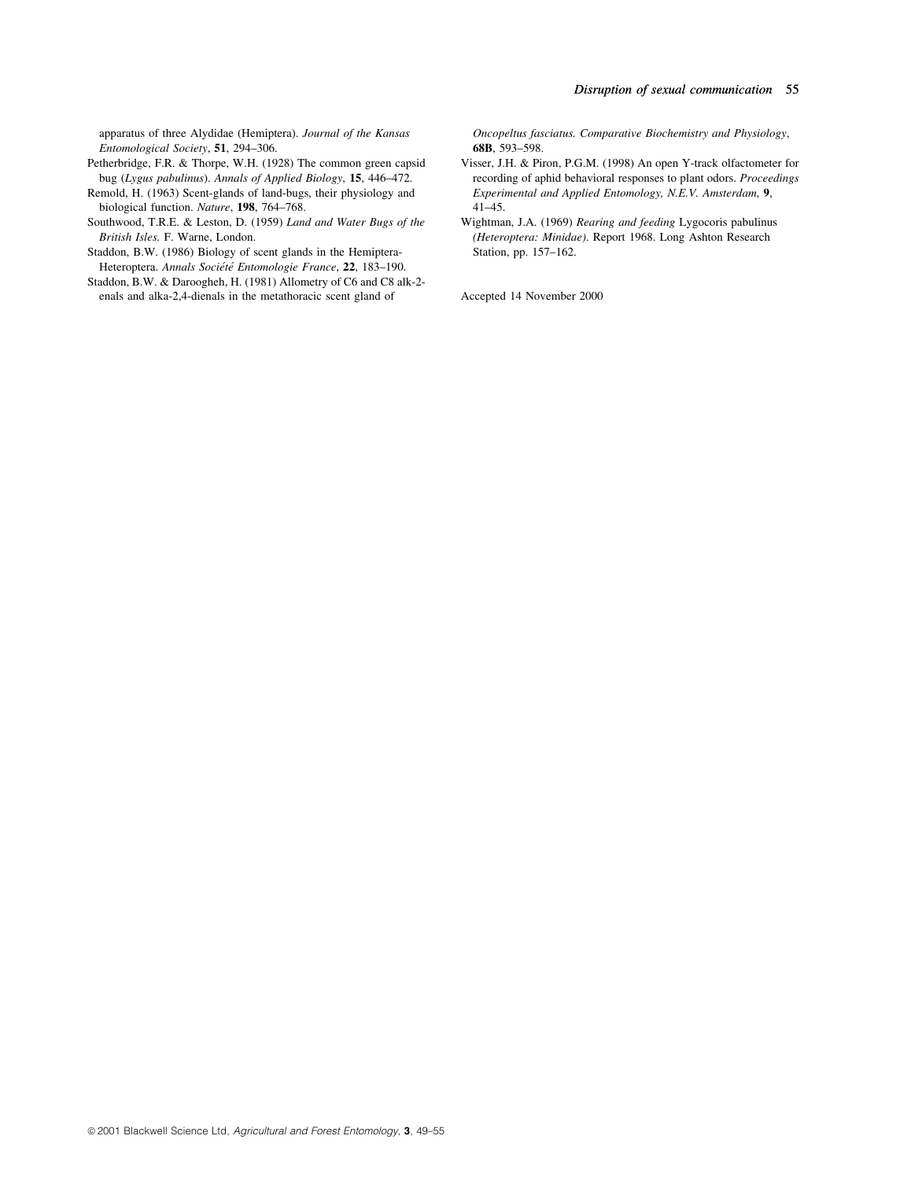apparatus of three Alydidae (Hemiptera). *Journal of the Kansas Entomological Society*, **51**, 294–306.

Petherbridge, F.R. & Thorpe, W.H. (1928) The common green capsid bug (*Lygus pabulinus*). *Annals of Applied Biology*, **15**, 446–472.

Remold, H. (1963) Scent-glands of land-bugs, their physiology and biological function. *Nature*, **198**, 764–768.

Southwood, T.R.E. & Leston, D. (1959) *Land and Water Bugs of the British Isles.* F. Warne, London.

Staddon, B.W. (1986) Biology of scent glands in the Hemiptera-Heteroptera. *Annals Société Entomologie France*, **22**, 183–190.

Staddon, B.W. & Daroogheh, H. (1981) Allometry of C6 and C8 alk-2-enals and alka-2,4-dienals in the metathoracic scent gland of *Oncopeltus fasciatus. Comparative Biochemistry and Physiology*, **68B**, 593–598.

Visser, J.H. & Piron, P.G.M. (1998) An open Y-track olfactometer for recording of aphid behavioral responses to plant odors. *Proceedings Experimental and Applied Entomology, N.E.V. Amsterdam*, **9**, 41–45.

Wightman, J.A. (1969) *Rearing and feeding* Lygocoris pabulinus *(Heteroptera: Minidae)*. Report 1968. Long Ashton Research Station, pp. 157–162.

Accepted 14 November 2000